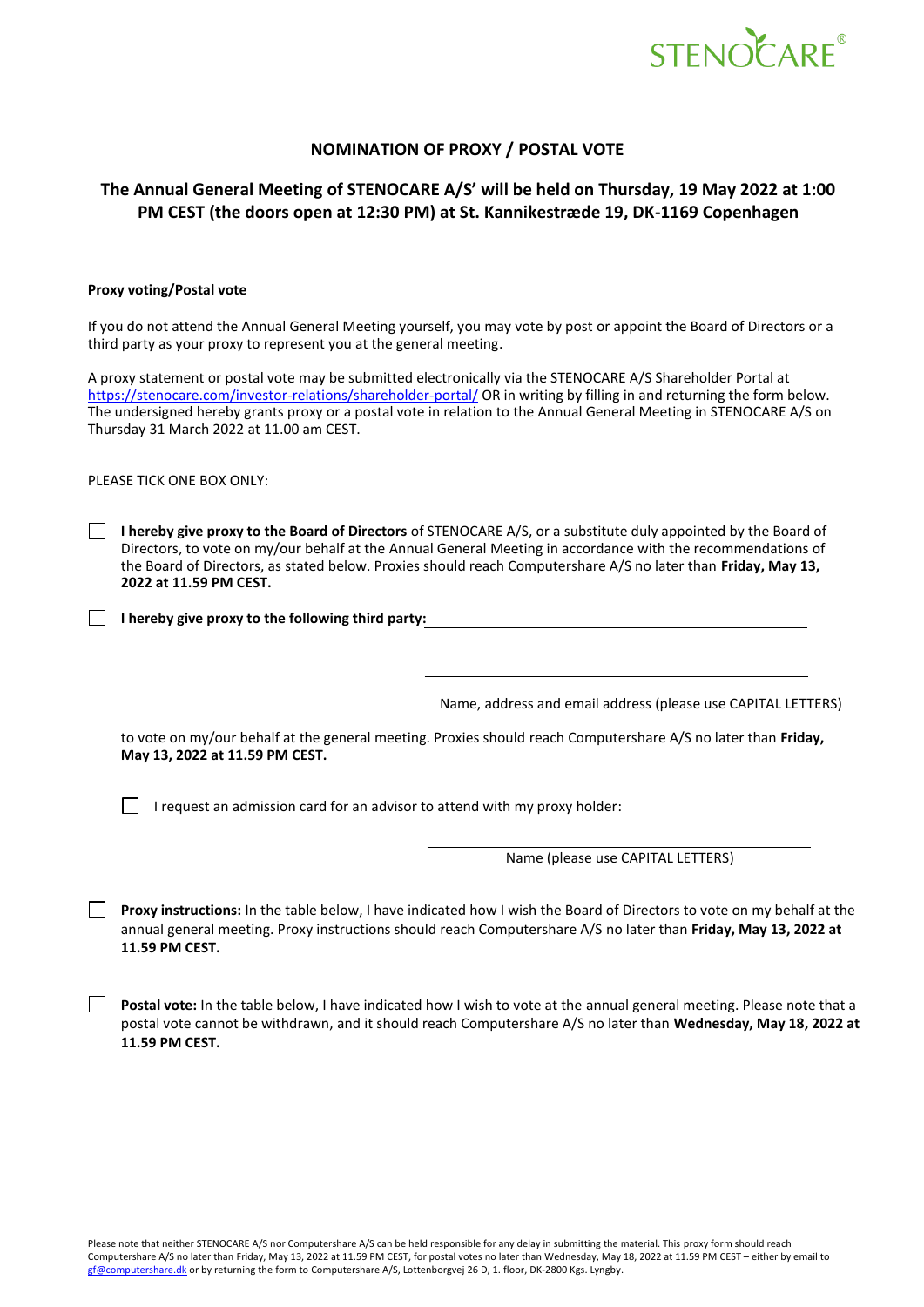STENOCARE®

## NOMINATION OF PROXY / POSTAL VOTE

## The Annual General Meeting of STENOCARE A/S' will be held on Thursday, 19 May 2022 at 1:00 PM CEST (the doors open at 12:30 PM) at St. Kannikestræde 19, DK-1169 Copenhagen

**Proxy voting/Postal vote**

If you do not attend the Annual General Meeting yourself, you may vote by post or appoint the Board of Directors or a third party as your proxy to represent you at the general meeting.

A proxy statement or postal vote may be submitted electronically via the STENOCARE A/S Shareholder Portal at https://stenocare.com/investor-relations/shareholder-portal/ OR in writing by filling in and returning the form below. The undersigned hereby grants proxy or a postal vote in relation to the Annual General Meeting in STENOCARE A/S on Thursday 31 March 2022 at 11.00 am CEST.

PLEASE TICK ONE BOX ONLY:

☐ **I hereby give proxy to the Board of Directors** of STENOCARE A/S, or a substitute duly appointed by the Board of Directors, to vote on my/our behalf at the Annual General Meeting in accordance with the recommendations of the Board of Directors, as stated below. Proxies should reach Computershare A/S no later than **Friday, May 13, 2022 at 11.59 PM CEST.**

☐ **I hereby give proxy to the following third party:** ______________________________

______________________________

Name, address and email address (please use CAPITAL LETTERS)

to vote on my/our behalf at the general meeting. Proxies should reach Computershare A/S no later than **Friday, May 13, 2022 at 11.59 PM CEST.**

☐ I request an admission card for an advisor to attend with my proxy holder:

______________________________

Name (please use CAPITAL LETTERS)

☐ **Proxy instructions:** In the table below, I have indicated how I wish the Board of Directors to vote on my behalf at the annual general meeting. Proxy instructions should reach Computershare A/S no later than **Friday, May 13, 2022 at 11.59 PM CEST.**

☐ **Postal vote:** In the table below, I have indicated how I wish to vote at the annual general meeting. Please note that a postal vote cannot be withdrawn, and it should reach Computershare A/S no later than **Wednesday, May 18, 2022 at 11.59 PM CEST.**

Please note that neither STENOCARE A/S nor Computershare A/S can be held responsible for any delay in submitting the material. This proxy form should reach Computershare A/S no later than Friday, May 13, 2022 at 11.59 PM CEST, for postal votes no later than Wednesday, May 18, 2022 at 11.59 PM CEST – either by email to gf@computershare.dk or by returning the form to Computershare A/S, Lottenborgvej 26 D, 1. floor, DK-2800 Kgs. Lyngby.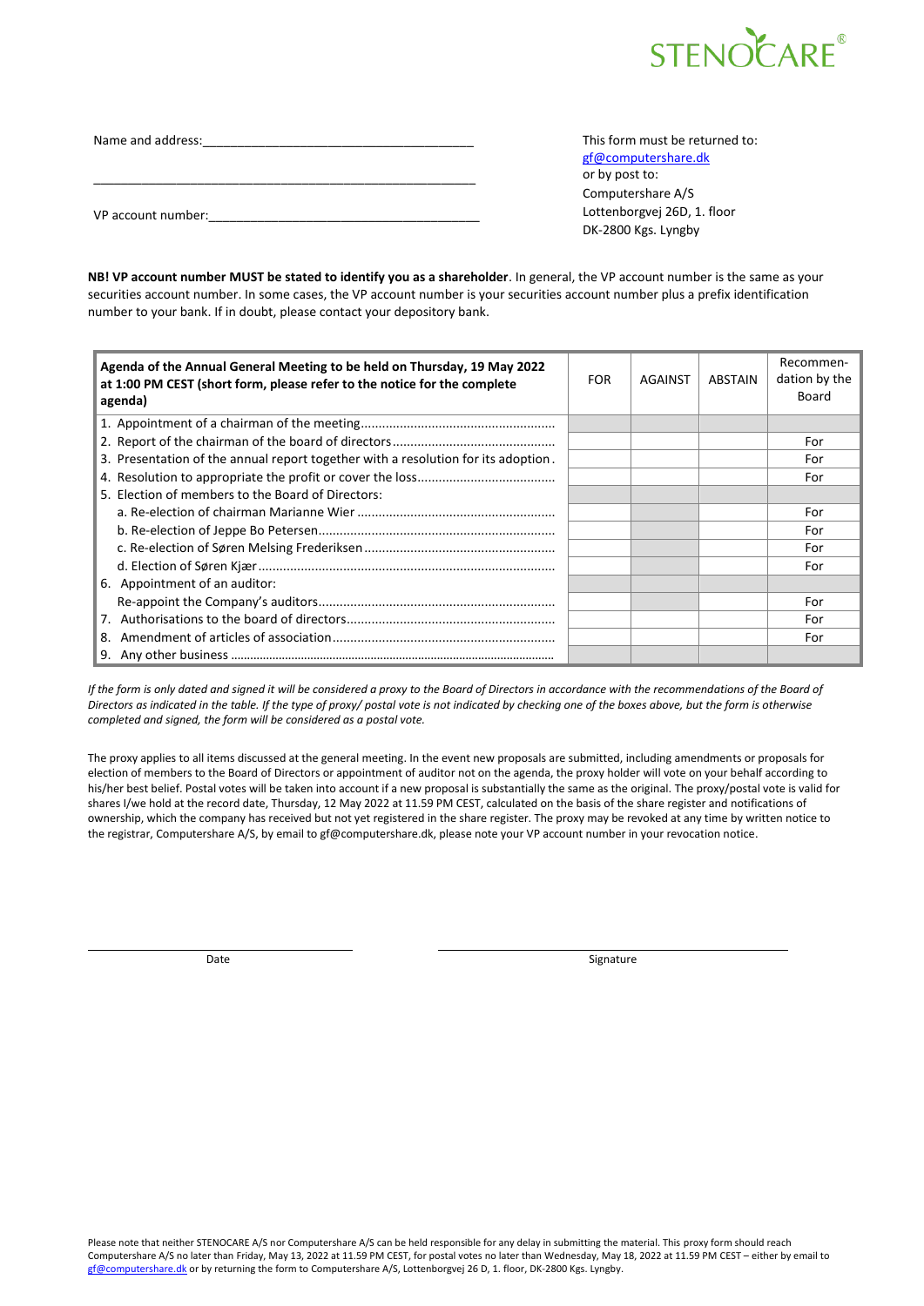STENOCARE®

Name and address:_______________________________________

_______________________________________________________

VP account number:______________________________________

This form must be returned to:
gf@computershare.dk
or by post to:
Computershare A/S
Lottenborgvej 26D, 1. floor
DK-2800 Kgs. Lyngby

**NB! VP account number MUST be stated to identify you as a shareholder**. In general, the VP account number is the same as your securities account number. In some cases, the VP account number is your securities account number plus a prefix identification number to your bank. If in doubt, please contact your depository bank.

| **Agenda of the Annual General Meeting to be held on Thursday, 19 May 2022 at 1:00 PM CEST (short form, please refer to the notice for the complete agenda)** | FOR | AGAINST | ABSTAIN | Recommen-dation by the Board |
|---|---|---|---|---|
| 1. Appointment of a chairman of the meeting | | | | |
| 2. Report of the chairman of the board of directors | | | | For |
| 3. Presentation of the annual report together with a resolution for its adoption | | | | For |
| 4. Resolution to appropriate the profit or cover the loss | | | | For |
| 5. Election of members to the Board of Directors: | | | | |
| a. Re-election of chairman Marianne Wier | | | | For |
| b. Re-election of Jeppe Bo Petersen | | | | For |
| c. Re-election of Søren Melsing Frederiksen | | | | For |
| d. Election of Søren Kjær | | | | For |
| 6. Appointment of an auditor: | | | | |
| Re-appoint the Company's auditors | | | | For |
| 7. Authorisations to the board of directors | | | | For |
| 8. Amendment of articles of association | | | | For |
| 9. Any other business | | | | |

*If the form is only dated and signed it will be considered a proxy to the Board of Directors in accordance with the recommendations of the Board of Directors as indicated in the table. If the type of proxy/ postal vote is not indicated by checking one of the boxes above, but the form is otherwise completed and signed, the form will be considered as a postal vote.*

The proxy applies to all items discussed at the general meeting. In the event new proposals are submitted, including amendments or proposals for election of members to the Board of Directors or appointment of auditor not on the agenda, the proxy holder will vote on your behalf according to his/her best belief. Postal votes will be taken into account if a new proposal is substantially the same as the original. The proxy/postal vote is valid for shares I/we hold at the record date, Thursday, 12 May 2022 at 11.59 PM CEST, calculated on the basis of the share register and notifications of ownership, which the company has received but not yet registered in the share register. The proxy may be revoked at any time by written notice to the registrar, Computershare A/S, by email to gf@computershare.dk, please note your VP account number in your revocation notice.

_______________________________ Date

_______________________________ Signature

Please note that neither STENOCARE A/S nor Computershare A/S can be held responsible for any delay in submitting the material. This proxy form should reach Computershare A/S no later than Friday, May 13, 2022 at 11.59 PM CEST, for postal votes no later than Wednesday, May 18, 2022 at 11.59 PM CEST – either by email to gf@computershare.dk or by returning the form to Computershare A/S, Lottenborgvej 26 D, 1. floor, DK-2800 Kgs. Lyngby.